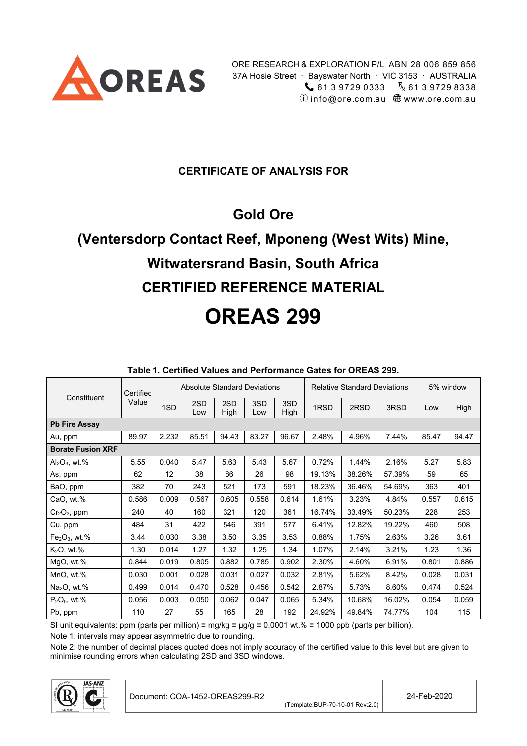OREAS

ORE RESEARCH & EXPLORATION P/L ABN 28 006 859 856
37A Hosie Street · Bayswater North · VIC 3153 · AUSTRALIA
61 3 9729 0333 · 61 3 9729 8338
info@ore.com.au · www.ore.com.au

**CERTIFICATE OF ANALYSIS FOR**

# Gold Ore

# (Ventersdorp Contact Reef, Mponeng (West Wits) Mine, Witwatersrand Basin, South Africa

# CERTIFIED REFERENCE MATERIAL

# OREAS 299

**Table 1. Certified Values and Performance Gates for OREAS 299.**

| Constituent | Certified Value | Absolute Standard Deviations | | | | | Relative Standard Deviations | | | 5% window | |
|---|---|---|---|---|---|---|---|---|---|---|---|
| | | 1SD | 2SD Low | 2SD High | 3SD Low | 3SD High | 1RSD | 2RSD | 3RSD | Low | High |
| **Pb Fire Assay** | | | | | | | | | | | |
| Au, ppm | 89.97 | 2.232 | 85.51 | 94.43 | 83.27 | 96.67 | 2.48% | 4.96% | 7.44% | 85.47 | 94.47 |
| **Borate Fusion XRF** | | | | | | | | | | | |
| $Al_2O_3$, wt.% | 5.55 | 0.040 | 5.47 | 5.63 | 5.43 | 5.67 | 0.72% | 1.44% | 2.16% | 5.27 | 5.83 |
| As, ppm | 62 | 12 | 38 | 86 | 26 | 98 | 19.13% | 38.26% | 57.39% | 59 | 65 |
| BaO, ppm | 382 | 70 | 243 | 521 | 173 | 591 | 18.23% | 36.46% | 54.69% | 363 | 401 |
| CaO, wt.% | 0.586 | 0.009 | 0.567 | 0.605 | 0.558 | 0.614 | 1.61% | 3.23% | 4.84% | 0.557 | 0.615 |
| $Cr_2O_3$, ppm | 240 | 40 | 160 | 321 | 120 | 361 | 16.74% | 33.49% | 50.23% | 228 | 253 |
| Cu, ppm | 484 | 31 | 422 | 546 | 391 | 577 | 6.41% | 12.82% | 19.22% | 460 | 508 |
| $Fe_2O_3$, wt.% | 3.44 | 0.030 | 3.38 | 3.50 | 3.35 | 3.53 | 0.88% | 1.75% | 2.63% | 3.26 | 3.61 |
| $K_2O$, wt.% | 1.30 | 0.014 | 1.27 | 1.32 | 1.25 | 1.34 | 1.07% | 2.14% | 3.21% | 1.23 | 1.36 |
| MgO, wt.% | 0.844 | 0.019 | 0.805 | 0.882 | 0.785 | 0.902 | 2.30% | 4.60% | 6.91% | 0.801 | 0.886 |
| MnO, wt.% | 0.030 | 0.001 | 0.028 | 0.031 | 0.027 | 0.032 | 2.81% | 5.62% | 8.42% | 0.028 | 0.031 |
| $Na_2O$, wt.% | 0.499 | 0.014 | 0.470 | 0.528 | 0.456 | 0.542 | 2.87% | 5.73% | 8.60% | 0.474 | 0.524 |
| $P_2O_5$, wt.% | 0.056 | 0.003 | 0.050 | 0.062 | 0.047 | 0.065 | 5.34% | 10.68% | 16.02% | 0.054 | 0.059 |
| Pb, ppm | 110 | 27 | 55 | 165 | 28 | 192 | 24.92% | 49.84% | 74.77% | 104 | 115 |

SI unit equivalents: ppm (parts per million) ≡ mg/kg ≡ µg/g ≡ 0.0001 wt.% ≡ 1000 ppb (parts per billion).

Note 1: intervals may appear asymmetric due to rounding.

Note 2: the number of decimal places quoted does not imply accuracy of the certified value to this level but are given to minimise rounding errors when calculating 2SD and 3SD windows.

Document: COA-1452-OREAS299-R2 (Template:BUP-70-10-01 Rev:2.0) | 24-Feb-2020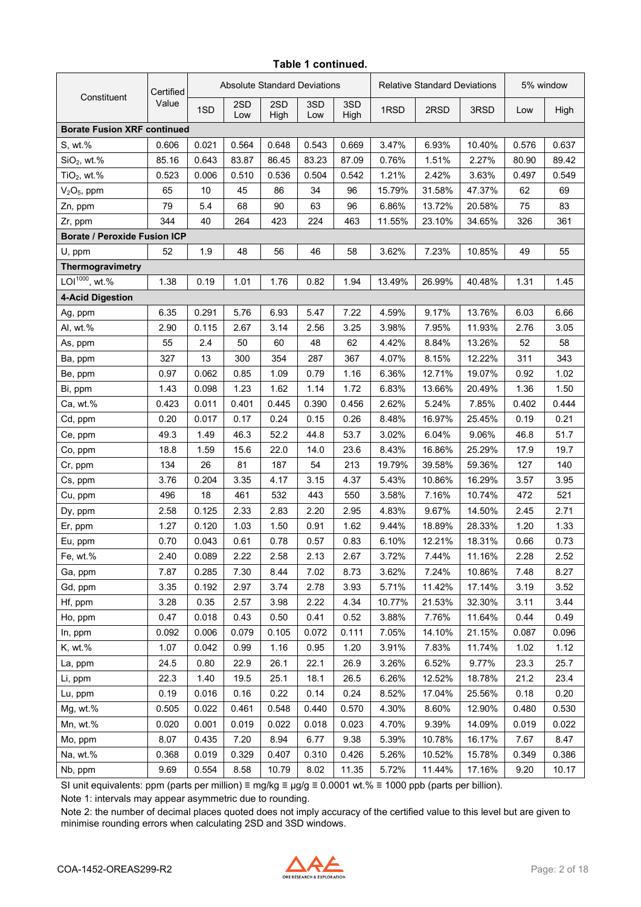**Table 1 continued.**

| Constituent | Certified Value | Absolute Standard Deviations | | | | | | Relative Standard Deviations | | | 5% window | |
|---|---|---|---|---|---|---|---|---|---|---|---|---|
| | | 1SD | 2SD Low | 2SD High | 3SD Low | 3SD High | 1RSD | 2RSD | 3RSD | Low | High |
| **Borate Fusion XRF continued** | | | | | | | | | | | |
| S, wt.% | 0.606 | 0.021 | 0.564 | 0.648 | 0.543 | 0.669 | 3.47% | 6.93% | 10.40% | 0.576 | 0.637 |
| $SiO_2$, wt.% | 85.16 | 0.643 | 83.87 | 86.45 | 83.23 | 87.09 | 0.76% | 1.51% | 2.27% | 80.90 | 89.42 |
| $TiO_2$, wt.% | 0.523 | 0.006 | 0.510 | 0.536 | 0.504 | 0.542 | 1.21% | 2.42% | 3.63% | 0.497 | 0.549 |
| $V_2O_5$, ppm | 65 | 10 | 45 | 86 | 34 | 96 | 15.79% | 31.58% | 47.37% | 62 | 69 |
| Zn, ppm | 79 | 5.4 | 68 | 90 | 63 | 96 | 6.86% | 13.72% | 20.58% | 75 | 83 |
| Zr, ppm | 344 | 40 | 264 | 423 | 224 | 463 | 11.55% | 23.10% | 34.65% | 326 | 361 |
| **Borate / Peroxide Fusion ICP** | | | | | | | | | | | |
| U, ppm | 52 | 1.9 | 48 | 56 | 46 | 58 | 3.62% | 7.23% | 10.85% | 49 | 55 |
| **Thermogravimetry** | | | | | | | | | | | |
| $LOI^{1000}$, wt.% | 1.38 | 0.19 | 1.01 | 1.76 | 0.82 | 1.94 | 13.49% | 26.99% | 40.48% | 1.31 | 1.45 |
| **4-Acid Digestion** | | | | | | | | | | | |
| Ag, ppm | 6.35 | 0.291 | 5.76 | 6.93 | 5.47 | 7.22 | 4.59% | 9.17% | 13.76% | 6.03 | 6.66 |
| Al, wt.% | 2.90 | 0.115 | 2.67 | 3.14 | 2.56 | 3.25 | 3.98% | 7.95% | 11.93% | 2.76 | 3.05 |
| As, ppm | 55 | 2.4 | 50 | 60 | 48 | 62 | 4.42% | 8.84% | 13.26% | 52 | 58 |
| Ba, ppm | 327 | 13 | 300 | 354 | 287 | 367 | 4.07% | 8.15% | 12.22% | 311 | 343 |
| Be, ppm | 0.97 | 0.062 | 0.85 | 1.09 | 0.79 | 1.16 | 6.36% | 12.71% | 19.07% | 0.92 | 1.02 |
| Bi, ppm | 1.43 | 0.098 | 1.23 | 1.62 | 1.14 | 1.72 | 6.83% | 13.66% | 20.49% | 1.36 | 1.50 |
| Ca, wt.% | 0.423 | 0.011 | 0.401 | 0.445 | 0.390 | 0.456 | 2.62% | 5.24% | 7.85% | 0.402 | 0.444 |
| Cd, ppm | 0.20 | 0.017 | 0.17 | 0.24 | 0.15 | 0.26 | 8.48% | 16.97% | 25.45% | 0.19 | 0.21 |
| Ce, ppm | 49.3 | 1.49 | 46.3 | 52.2 | 44.8 | 53.7 | 3.02% | 6.04% | 9.06% | 46.8 | 51.7 |
| Co, ppm | 18.8 | 1.59 | 15.6 | 22.0 | 14.0 | 23.6 | 8.43% | 16.86% | 25.29% | 17.9 | 19.7 |
| Cr, ppm | 134 | 26 | 81 | 187 | 54 | 213 | 19.79% | 39.58% | 59.36% | 127 | 140 |
| Cs, ppm | 3.76 | 0.204 | 3.35 | 4.17 | 3.15 | 4.37 | 5.43% | 10.86% | 16.29% | 3.57 | 3.95 |
| Cu, ppm | 496 | 18 | 461 | 532 | 443 | 550 | 3.58% | 7.16% | 10.74% | 472 | 521 |
| Dy, ppm | 2.58 | 0.125 | 2.33 | 2.83 | 2.20 | 2.95 | 4.83% | 9.67% | 14.50% | 2.45 | 2.71 |
| Er, ppm | 1.27 | 0.120 | 1.03 | 1.50 | 0.91 | 1.62 | 9.44% | 18.89% | 28.33% | 1.20 | 1.33 |
| Eu, ppm | 0.70 | 0.043 | 0.61 | 0.78 | 0.57 | 0.83 | 6.10% | 12.21% | 18.31% | 0.66 | 0.73 |
| Fe, wt.% | 2.40 | 0.089 | 2.22 | 2.58 | 2.13 | 2.67 | 3.72% | 7.44% | 11.16% | 2.28 | 2.52 |
| Ga, ppm | 7.87 | 0.285 | 7.30 | 8.44 | 7.02 | 8.73 | 3.62% | 7.24% | 10.86% | 7.48 | 8.27 |
| Gd, ppm | 3.35 | 0.192 | 2.97 | 3.74 | 2.78 | 3.93 | 5.71% | 11.42% | 17.14% | 3.19 | 3.52 |
| Hf, ppm | 3.28 | 0.35 | 2.57 | 3.98 | 2.22 | 4.34 | 10.77% | 21.53% | 32.30% | 3.11 | 3.44 |
| Ho, ppm | 0.47 | 0.018 | 0.43 | 0.50 | 0.41 | 0.52 | 3.88% | 7.76% | 11.64% | 0.44 | 0.49 |
| In, ppm | 0.092 | 0.006 | 0.079 | 0.105 | 0.072 | 0.111 | 7.05% | 14.10% | 21.15% | 0.087 | 0.096 |
| K, wt.% | 1.07 | 0.042 | 0.99 | 1.16 | 0.95 | 1.20 | 3.91% | 7.83% | 11.74% | 1.02 | 1.12 |
| La, ppm | 24.5 | 0.80 | 22.9 | 26.1 | 22.1 | 26.9 | 3.26% | 6.52% | 9.77% | 23.3 | 25.7 |
| Li, ppm | 22.3 | 1.40 | 19.5 | 25.1 | 18.1 | 26.5 | 6.26% | 12.52% | 18.78% | 21.2 | 23.4 |
| Lu, ppm | 0.19 | 0.016 | 0.16 | 0.22 | 0.14 | 0.24 | 8.52% | 17.04% | 25.56% | 0.18 | 0.20 |
| Mg, wt.% | 0.505 | 0.022 | 0.461 | 0.548 | 0.440 | 0.570 | 4.30% | 8.60% | 12.90% | 0.480 | 0.530 |
| Mn, wt.% | 0.020 | 0.001 | 0.019 | 0.022 | 0.018 | 0.023 | 4.70% | 9.39% | 14.09% | 0.019 | 0.022 |
| Mo, ppm | 8.07 | 0.435 | 7.20 | 8.94 | 6.77 | 9.38 | 5.39% | 10.78% | 16.17% | 7.67 | 8.47 |
| Na, wt.% | 0.368 | 0.019 | 0.329 | 0.407 | 0.310 | 0.426 | 5.26% | 10.52% | 15.78% | 0.349 | 0.386 |
| Nb, ppm | 9.69 | 0.554 | 8.58 | 10.79 | 8.02 | 11.35 | 5.72% | 11.44% | 17.16% | 9.20 | 10.17 |

SI unit equivalents: ppm (parts per million) ≡ mg/kg ≡ µg/g ≡ 0.0001 wt.% ≡ 1000 ppb (parts per billion).

Note 1: intervals may appear asymmetric due to rounding.

Note 2: the number of decimal places quoted does not imply accuracy of the certified value to this level but are given to minimise rounding errors when calculating 2SD and 3SD windows.

COA-1452-OREAS299-R2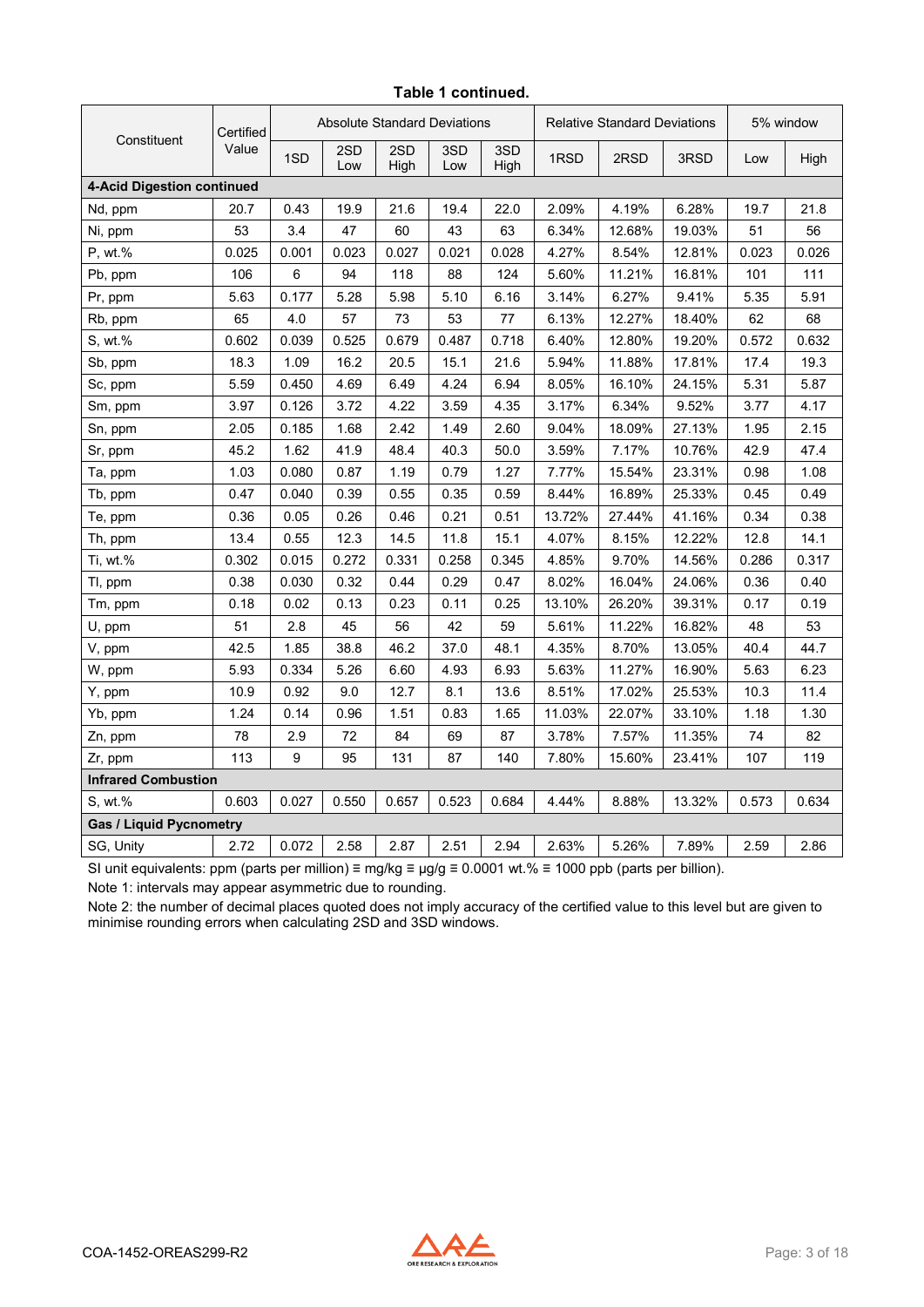**Table 1 continued.**

| Constituent | Certified Value | Absolute Standard Deviations | | | | | Relative Standard Deviations | | | 5% window | |
|---|---|---|---|---|---|---|---|---|---|---|---|
| | | 1SD | 2SD Low | 2SD High | 3SD Low | 3SD High | 1RSD | 2RSD | 3RSD | Low | High |
| **4-Acid Digestion continued** | | | | | | | | | | | |
| Nd, ppm | 20.7 | 0.43 | 19.9 | 21.6 | 19.4 | 22.0 | 2.09% | 4.19% | 6.28% | 19.7 | 21.8 |
| Ni, ppm | 53 | 3.4 | 47 | 60 | 43 | 63 | 6.34% | 12.68% | 19.03% | 51 | 56 |
| P, wt.% | 0.025 | 0.001 | 0.023 | 0.027 | 0.021 | 0.028 | 4.27% | 8.54% | 12.81% | 0.023 | 0.026 |
| Pb, ppm | 106 | 6 | 94 | 118 | 88 | 124 | 5.60% | 11.21% | 16.81% | 101 | 111 |
| Pr, ppm | 5.63 | 0.177 | 5.28 | 5.98 | 5.10 | 6.16 | 3.14% | 6.27% | 9.41% | 5.35 | 5.91 |
| Rb, ppm | 65 | 4.0 | 57 | 73 | 53 | 77 | 6.13% | 12.27% | 18.40% | 62 | 68 |
| S, wt.% | 0.602 | 0.039 | 0.525 | 0.679 | 0.487 | 0.718 | 6.40% | 12.80% | 19.20% | 0.572 | 0.632 |
| Sb, ppm | 18.3 | 1.09 | 16.2 | 20.5 | 15.1 | 21.6 | 5.94% | 11.88% | 17.81% | 17.4 | 19.3 |
| Sc, ppm | 5.59 | 0.450 | 4.69 | 6.49 | 4.24 | 6.94 | 8.05% | 16.10% | 24.15% | 5.31 | 5.87 |
| Sm, ppm | 3.97 | 0.126 | 3.72 | 4.22 | 3.59 | 4.35 | 3.17% | 6.34% | 9.52% | 3.77 | 4.17 |
| Sn, ppm | 2.05 | 0.185 | 1.68 | 2.42 | 1.49 | 2.60 | 9.04% | 18.09% | 27.13% | 1.95 | 2.15 |
| Sr, ppm | 45.2 | 1.62 | 41.9 | 48.4 | 40.3 | 50.0 | 3.59% | 7.17% | 10.76% | 42.9 | 47.4 |
| Ta, ppm | 1.03 | 0.080 | 0.87 | 1.19 | 0.79 | 1.27 | 7.77% | 15.54% | 23.31% | 0.98 | 1.08 |
| Tb, ppm | 0.47 | 0.040 | 0.39 | 0.55 | 0.35 | 0.59 | 8.44% | 16.89% | 25.33% | 0.45 | 0.49 |
| Te, ppm | 0.36 | 0.05 | 0.26 | 0.46 | 0.21 | 0.51 | 13.72% | 27.44% | 41.16% | 0.34 | 0.38 |
| Th, ppm | 13.4 | 0.55 | 12.3 | 14.5 | 11.8 | 15.1 | 4.07% | 8.15% | 12.22% | 12.8 | 14.1 |
| Ti, wt.% | 0.302 | 0.015 | 0.272 | 0.331 | 0.258 | 0.345 | 4.85% | 9.70% | 14.56% | 0.286 | 0.317 |
| Tl, ppm | 0.38 | 0.030 | 0.32 | 0.44 | 0.29 | 0.47 | 8.02% | 16.04% | 24.06% | 0.36 | 0.40 |
| Tm, ppm | 0.18 | 0.02 | 0.13 | 0.23 | 0.11 | 0.25 | 13.10% | 26.20% | 39.31% | 0.17 | 0.19 |
| U, ppm | 51 | 2.8 | 45 | 56 | 42 | 59 | 5.61% | 11.22% | 16.82% | 48 | 53 |
| V, ppm | 42.5 | 1.85 | 38.8 | 46.2 | 37.0 | 48.1 | 4.35% | 8.70% | 13.05% | 40.4 | 44.7 |
| W, ppm | 5.93 | 0.334 | 5.26 | 6.60 | 4.93 | 6.93 | 5.63% | 11.27% | 16.90% | 5.63 | 6.23 |
| Y, ppm | 10.9 | 0.92 | 9.0 | 12.7 | 8.1 | 13.6 | 8.51% | 17.02% | 25.53% | 10.3 | 11.4 |
| Yb, ppm | 1.24 | 0.14 | 0.96 | 1.51 | 0.83 | 1.65 | 11.03% | 22.07% | 33.10% | 1.18 | 1.30 |
| Zn, ppm | 78 | 2.9 | 72 | 84 | 69 | 87 | 3.78% | 7.57% | 11.35% | 74 | 82 |
| Zr, ppm | 113 | 9 | 95 | 131 | 87 | 140 | 7.80% | 15.60% | 23.41% | 107 | 119 |
| **Infrared Combustion** | | | | | | | | | | | |
| S, wt.% | 0.603 | 0.027 | 0.550 | 0.657 | 0.523 | 0.684 | 4.44% | 8.88% | 13.32% | 0.573 | 0.634 |
| **Gas / Liquid Pycnometry** | | | | | | | | | | | |
| SG, Unity | 2.72 | 0.072 | 2.58 | 2.87 | 2.51 | 2.94 | 2.63% | 5.26% | 7.89% | 2.59 | 2.86 |

SI unit equivalents: ppm (parts per million) ≡ mg/kg ≡ µg/g ≡ 0.0001 wt.% ≡ 1000 ppb (parts per billion).

Note 1: intervals may appear asymmetric due to rounding.

Note 2: the number of decimal places quoted does not imply accuracy of the certified value to this level but are given to minimise rounding errors when calculating 2SD and 3SD windows.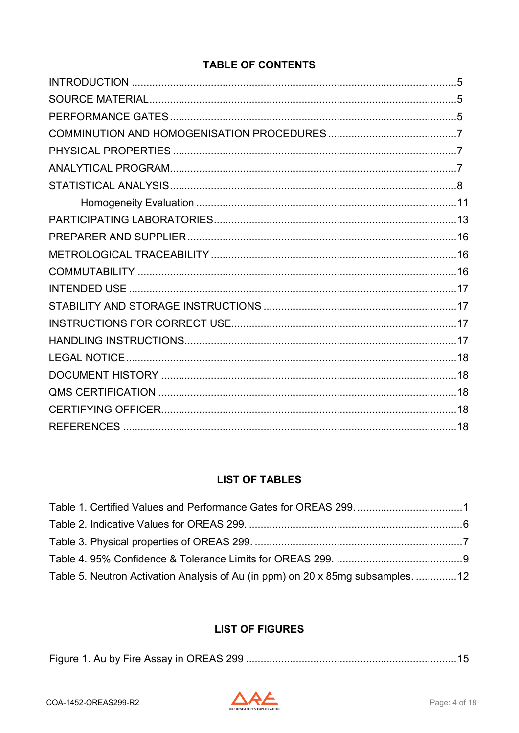## TABLE OF CONTENTS

INTRODUCTION .....5
SOURCE MATERIAL .....5
PERFORMANCE GATES .....5
COMMINUTION AND HOMOGENISATION PROCEDURES .....7
PHYSICAL PROPERTIES .....7
ANALYTICAL PROGRAM .....7
STATISTICAL ANALYSIS .....8
    Homogeneity Evaluation .....11
PARTICIPATING LABORATORIES .....13
PREPARER AND SUPPLIER .....16
METROLOGICAL TRACEABILITY .....16
COMMUTABILITY .....16
INTENDED USE .....17
STABILITY AND STORAGE INSTRUCTIONS .....17
INSTRUCTIONS FOR CORRECT USE .....17
HANDLING INSTRUCTIONS .....17
LEGAL NOTICE .....18
DOCUMENT HISTORY .....18
QMS CERTIFICATION .....18
CERTIFYING OFFICER .....18
REFERENCES .....18

## LIST OF TABLES

Table 1. Certified Values and Performance Gates for OREAS 299. .....1
Table 2. Indicative Values for OREAS 299. .....6
Table 3. Physical properties of OREAS 299. .....7
Table 4. 95% Confidence & Tolerance Limits for OREAS 299. .....9
Table 5. Neutron Activation Analysis of Au (in ppm) on 20 x 85mg subsamples. .....12

## LIST OF FIGURES

Figure 1. Au by Fire Assay in OREAS 299 .....15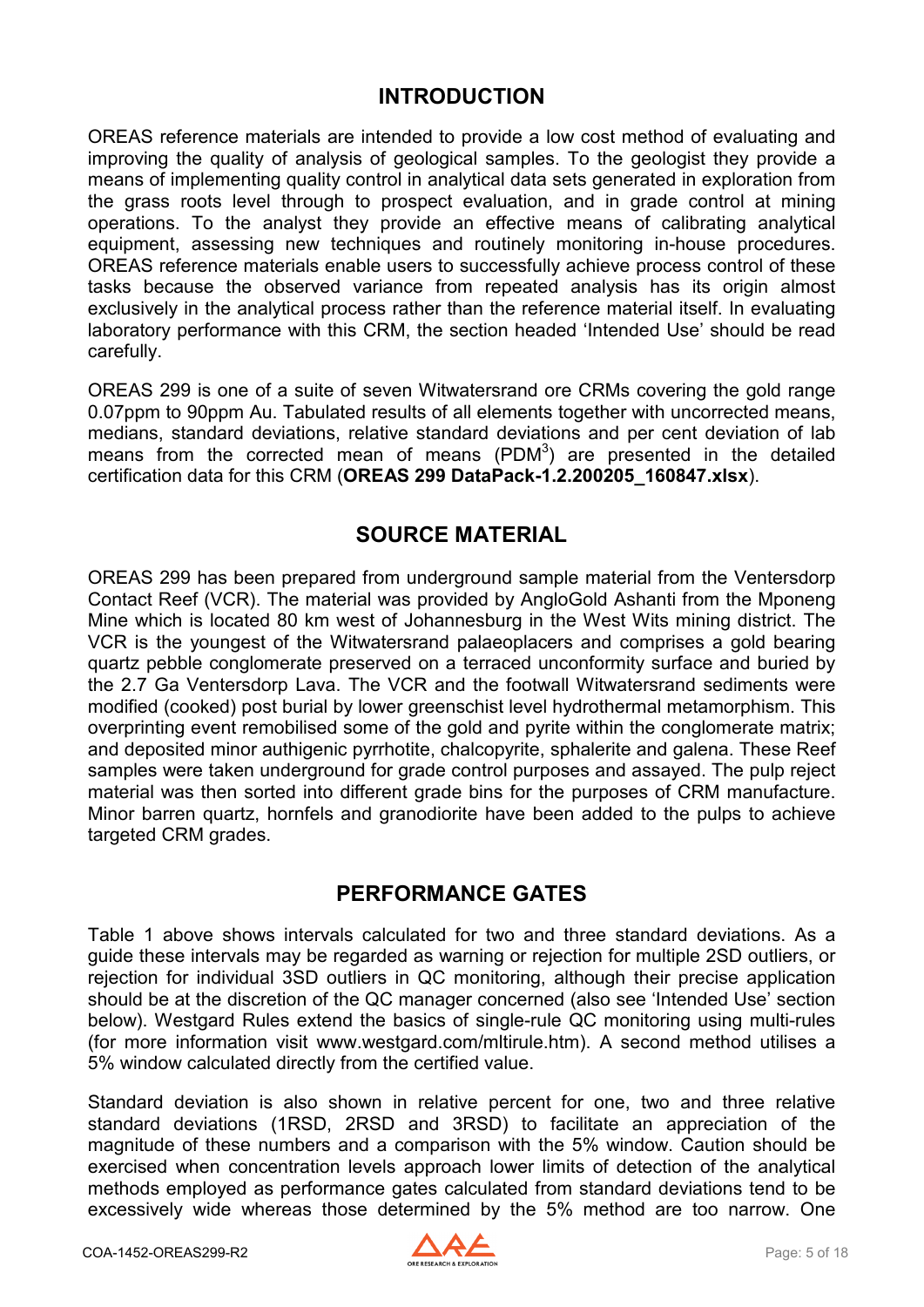## INTRODUCTION

OREAS reference materials are intended to provide a low cost method of evaluating and improving the quality of analysis of geological samples. To the geologist they provide a means of implementing quality control in analytical data sets generated in exploration from the grass roots level through to prospect evaluation, and in grade control at mining operations. To the analyst they provide an effective means of calibrating analytical equipment, assessing new techniques and routinely monitoring in-house procedures. OREAS reference materials enable users to successfully achieve process control of these tasks because the observed variance from repeated analysis has its origin almost exclusively in the analytical process rather than the reference material itself. In evaluating laboratory performance with this CRM, the section headed 'Intended Use' should be read carefully.

OREAS 299 is one of a suite of seven Witwatersrand ore CRMs covering the gold range 0.07ppm to 90ppm Au. Tabulated results of all elements together with uncorrected means, medians, standard deviations, relative standard deviations and per cent deviation of lab means from the corrected mean of means (PDM[3]) are presented in the detailed certification data for this CRM (**OREAS 299 DataPack-1.2.200205_160847.xlsx**).

## SOURCE MATERIAL

OREAS 299 has been prepared from underground sample material from the Ventersdorp Contact Reef (VCR). The material was provided by AngloGold Ashanti from the Mponeng Mine which is located 80 km west of Johannesburg in the West Wits mining district. The VCR is the youngest of the Witwatersrand palaeoplacers and comprises a gold bearing quartz pebble conglomerate preserved on a terraced unconformity surface and buried by the 2.7 Ga Ventersdorp Lava. The VCR and the footwall Witwatersrand sediments were modified (cooked) post burial by lower greenschist level hydrothermal metamorphism. This overprinting event remobilised some of the gold and pyrite within the conglomerate matrix; and deposited minor authigenic pyrrhotite, chalcopyrite, sphalerite and galena. These Reef samples were taken underground for grade control purposes and assayed. The pulp reject material was then sorted into different grade bins for the purposes of CRM manufacture. Minor barren quartz, hornfels and granodiorite have been added to the pulps to achieve targeted CRM grades.

## PERFORMANCE GATES

Table 1 above shows intervals calculated for two and three standard deviations. As a guide these intervals may be regarded as warning or rejection for multiple 2SD outliers, or rejection for individual 3SD outliers in QC monitoring, although their precise application should be at the discretion of the QC manager concerned (also see 'Intended Use' section below). Westgard Rules extend the basics of single-rule QC monitoring using multi-rules (for more information visit www.westgard.com/mltirule.htm). A second method utilises a 5% window calculated directly from the certified value.

Standard deviation is also shown in relative percent for one, two and three relative standard deviations (1RSD, 2RSD and 3RSD) to facilitate an appreciation of the magnitude of these numbers and a comparison with the 5% window. Caution should be exercised when concentration levels approach lower limits of detection of the analytical methods employed as performance gates calculated from standard deviations tend to be excessively wide whereas those determined by the 5% method are too narrow. One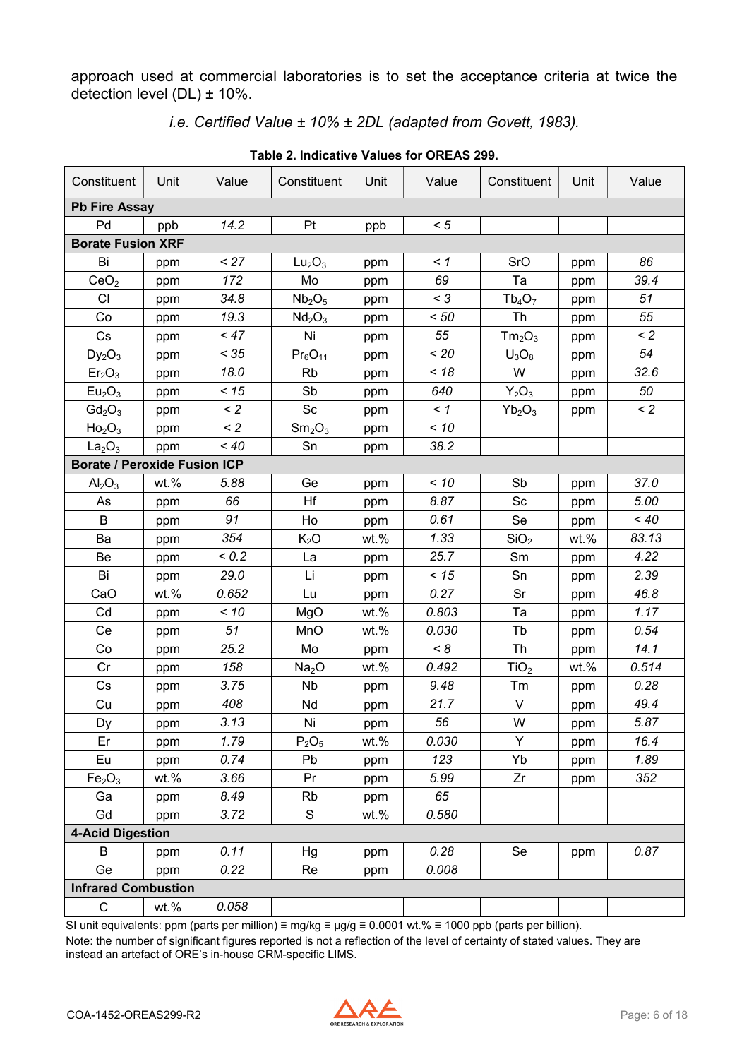approach used at commercial laboratories is to set the acceptance criteria at twice the detection level (DL) ± 10%.

*i.e. Certified Value ± 10% ± 2DL (adapted from Govett, 1983).*

**Table 2. Indicative Values for OREAS 299.**

| Constituent | Unit | Value | Constituent | Unit | Value | Constituent | Unit | Value |
|---|---|---|---|---|---|---|---|---|
| **Pb Fire Assay** | | | | | | | | |
| Pd | ppb | *14.2* | Pt | ppb | *< 5* | | | |
| **Borate Fusion XRF** | | | | | | | | |
| Bi | ppm | *< 27* | $Lu_2O_3$ | ppm | *< 1* | SrO | ppm | *86* |
| $CeO_2$ | ppm | *172* | Mo | ppm | *69* | Ta | ppm | *39.4* |
| Cl | ppm | *34.8* | $Nb_2O_5$ | ppm | *< 3* | $Tb_4O_7$ | ppm | *51* |
| Co | ppm | *19.3* | $Nd_2O_3$ | ppm | *< 50* | Th | ppm | *55* |
| Cs | ppm | *< 47* | Ni | ppm | *55* | $Tm_2O_3$ | ppm | *< 2* |
| $Dy_2O_3$ | ppm | *< 35* | $Pr_6O_{11}$ | ppm | *< 20* | $U_3O_8$ | ppm | *54* |
| $Er_2O_3$ | ppm | *18.0* | Rb | ppm | *< 18* | W | ppm | *32.6* |
| $Eu_2O_3$ | ppm | *< 15* | Sb | ppm | *640* | $Y_2O_3$ | ppm | *50* |
| $Gd_2O_3$ | ppm | *< 2* | Sc | ppm | *< 1* | $Yb_2O_3$ | ppm | *< 2* |
| $Ho_2O_3$ | ppm | *< 2* | $Sm_2O_3$ | ppm | *< 10* | | | |
| $La_2O_3$ | ppm | *< 40* | Sn | ppm | *38.2* | | | |
| **Borate / Peroxide Fusion ICP** | | | | | | | | |
| $Al_2O_3$ | wt.% | *5.88* | Ge | ppm | *< 10* | Sb | ppm | *37.0* |
| As | ppm | *66* | Hf | ppm | *8.87* | Sc | ppm | *5.00* |
| B | ppm | *91* | Ho | ppm | *0.61* | Se | ppm | *< 40* |
| Ba | ppm | *354* | $K_2O$ | wt.% | *1.33* | $SiO_2$ | wt.% | *83.13* |
| Be | ppm | *< 0.2* | La | ppm | *25.7* | Sm | ppm | *4.22* |
| Bi | ppm | *29.0* | Li | ppm | *< 15* | Sn | ppm | *2.39* |
| CaO | wt.% | *0.652* | Lu | ppm | *0.27* | Sr | ppm | *46.8* |
| Cd | ppm | *< 10* | MgO | wt.% | *0.803* | Ta | ppm | *1.17* |
| Ce | ppm | *51* | MnO | wt.% | *0.030* | Tb | ppm | *0.54* |
| Co | ppm | *25.2* | Mo | ppm | *< 8* | Th | ppm | *14.1* |
| Cr | ppm | *158* | $Na_2O$ | wt.% | *0.492* | $TiO_2$ | wt.% | *0.514* |
| Cs | ppm | *3.75* | Nb | ppm | *9.48* | Tm | ppm | *0.28* |
| Cu | ppm | *408* | Nd | ppm | *21.7* | V | ppm | *49.4* |
| Dy | ppm | *3.13* | Ni | ppm | *56* | W | ppm | *5.87* |
| Er | ppm | *1.79* | $P_2O_5$ | wt.% | *0.030* | Y | ppm | *16.4* |
| Eu | ppm | *0.74* | Pb | ppm | *123* | Yb | ppm | *1.89* |
| $Fe_2O_3$ | wt.% | *3.66* | Pr | ppm | *5.99* | Zr | ppm | *352* |
| Ga | ppm | *8.49* | Rb | ppm | *65* | | | |
| Gd | ppm | *3.72* | S | wt.% | *0.580* | | | |
| **4-Acid Digestion** | | | | | | | | |
| B | ppm | *0.11* | Hg | ppm | *0.28* | Se | ppm | *0.87* |
| Ge | ppm | *0.22* | Re | ppm | *0.008* | | | |
| **Infrared Combustion** | | | | | | | | |
| C | wt.% | *0.058* | | | | | | |

SI unit equivalents: ppm (parts per million) ≡ mg/kg ≡ µg/g ≡ 0.0001 wt.% ≡ 1000 ppb (parts per billion).

Note: the number of significant figures reported is not a reflection of the level of certainty of stated values. They are instead an artefact of ORE's in-house CRM-specific LIMS.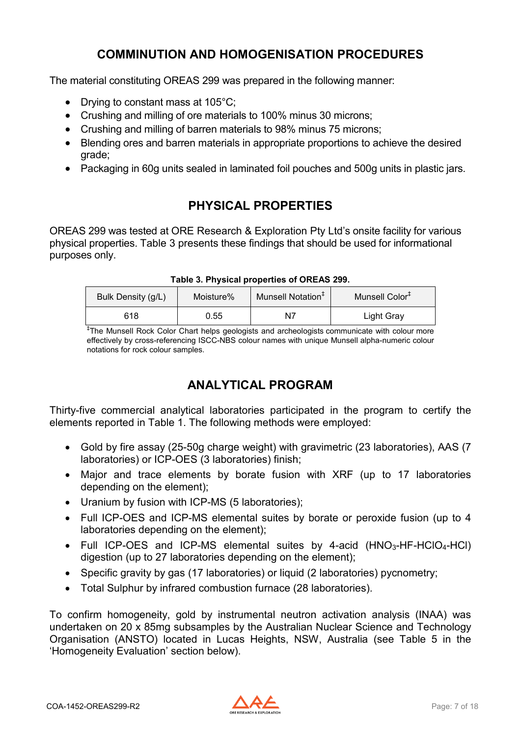## COMMINUTION AND HOMOGENISATION PROCEDURES

The material constituting OREAS 299 was prepared in the following manner:

- Drying to constant mass at 105°C;
- Crushing and milling of ore materials to 100% minus 30 microns;
- Crushing and milling of barren materials to 98% minus 75 microns;
- Blending ores and barren materials in appropriate proportions to achieve the desired grade;
- Packaging in 60g units sealed in laminated foil pouches and 500g units in plastic jars.

## PHYSICAL PROPERTIES

OREAS 299 was tested at ORE Research & Exploration Pty Ltd's onsite facility for various physical properties. Table 3 presents these findings that should be used for informational purposes only.

**Table 3. Physical properties of OREAS 299.**

| Bulk Density (g/L) | Moisture% | Munsell Notation‡ | Munsell Color‡ |
|---|---|---|---|
| 618 | 0.55 | N7 | Light Gray |

‡The Munsell Rock Color Chart helps geologists and archeologists communicate with colour more effectively by cross-referencing ISCC-NBS colour names with unique Munsell alpha-numeric colour notations for rock colour samples.

## ANALYTICAL PROGRAM

Thirty-five commercial analytical laboratories participated in the program to certify the elements reported in Table 1. The following methods were employed:

- Gold by fire assay (25-50g charge weight) with gravimetric (23 laboratories), AAS (7 laboratories) or ICP-OES (3 laboratories) finish;
- Major and trace elements by borate fusion with XRF (up to 17 laboratories depending on the element);
- Uranium by fusion with ICP-MS (5 laboratories);
- Full ICP-OES and ICP-MS elemental suites by borate or peroxide fusion (up to 4 laboratories depending on the element);
- Full ICP-OES and ICP-MS elemental suites by 4-acid ($HNO_3$-HF-$HClO_4$-HCl) digestion (up to 27 laboratories depending on the element);
- Specific gravity by gas (17 laboratories) or liquid (2 laboratories) pycnometry;
- Total Sulphur by infrared combustion furnace (28 laboratories).

To confirm homogeneity, gold by instrumental neutron activation analysis (INAA) was undertaken on 20 x 85mg subsamples by the Australian Nuclear Science and Technology Organisation (ANSTO) located in Lucas Heights, NSW, Australia (see Table 5 in the 'Homogeneity Evaluation' section below).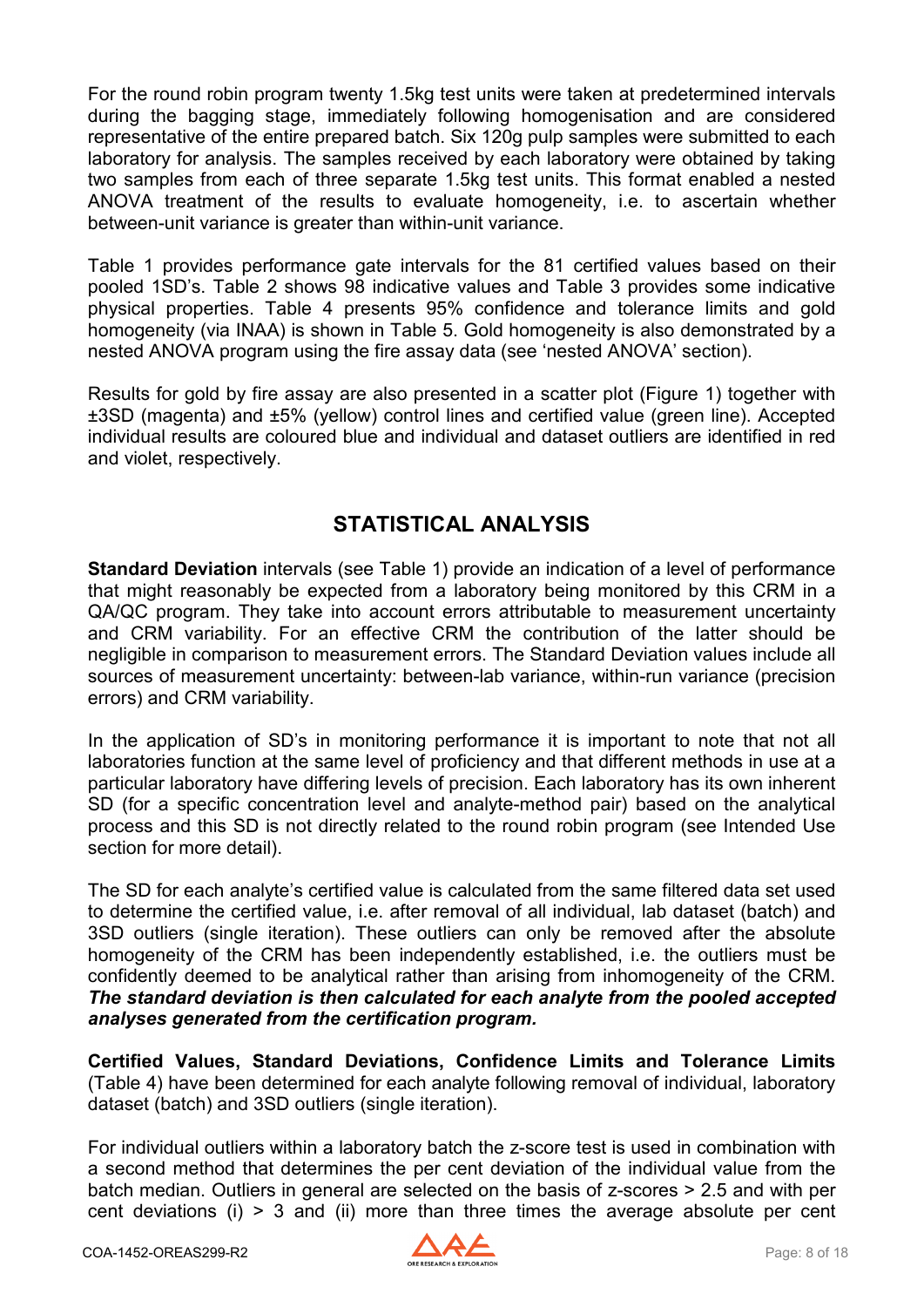For the round robin program twenty 1.5kg test units were taken at predetermined intervals during the bagging stage, immediately following homogenisation and are considered representative of the entire prepared batch. Six 120g pulp samples were submitted to each laboratory for analysis. The samples received by each laboratory were obtained by taking two samples from each of three separate 1.5kg test units. This format enabled a nested ANOVA treatment of the results to evaluate homogeneity, i.e. to ascertain whether between-unit variance is greater than within-unit variance.

Table 1 provides performance gate intervals for the 81 certified values based on their pooled 1SD's. Table 2 shows 98 indicative values and Table 3 provides some indicative physical properties. Table 4 presents 95% confidence and tolerance limits and gold homogeneity (via INAA) is shown in Table 5. Gold homogeneity is also demonstrated by a nested ANOVA program using the fire assay data (see 'nested ANOVA' section).

Results for gold by fire assay are also presented in a scatter plot (Figure 1) together with ±3SD (magenta) and ±5% (yellow) control lines and certified value (green line). Accepted individual results are coloured blue and individual and dataset outliers are identified in red and violet, respectively.

## STATISTICAL ANALYSIS

**Standard Deviation** intervals (see Table 1) provide an indication of a level of performance that might reasonably be expected from a laboratory being monitored by this CRM in a QA/QC program. They take into account errors attributable to measurement uncertainty and CRM variability. For an effective CRM the contribution of the latter should be negligible in comparison to measurement errors. The Standard Deviation values include all sources of measurement uncertainty: between-lab variance, within-run variance (precision errors) and CRM variability.

In the application of SD's in monitoring performance it is important to note that not all laboratories function at the same level of proficiency and that different methods in use at a particular laboratory have differing levels of precision. Each laboratory has its own inherent SD (for a specific concentration level and analyte-method pair) based on the analytical process and this SD is not directly related to the round robin program (see Intended Use section for more detail).

The SD for each analyte's certified value is calculated from the same filtered data set used to determine the certified value, i.e. after removal of all individual, lab dataset (batch) and 3SD outliers (single iteration). These outliers can only be removed after the absolute homogeneity of the CRM has been independently established, i.e. the outliers must be confidently deemed to be analytical rather than arising from inhomogeneity of the CRM. ***The standard deviation is then calculated for each analyte from the pooled accepted analyses generated from the certification program.***

**Certified Values, Standard Deviations, Confidence Limits and Tolerance Limits** (Table 4) have been determined for each analyte following removal of individual, laboratory dataset (batch) and 3SD outliers (single iteration).

For individual outliers within a laboratory batch the z-score test is used in combination with a second method that determines the per cent deviation of the individual value from the batch median. Outliers in general are selected on the basis of z-scores > 2.5 and with per cent deviations (i) > 3 and (ii) more than three times the average absolute per cent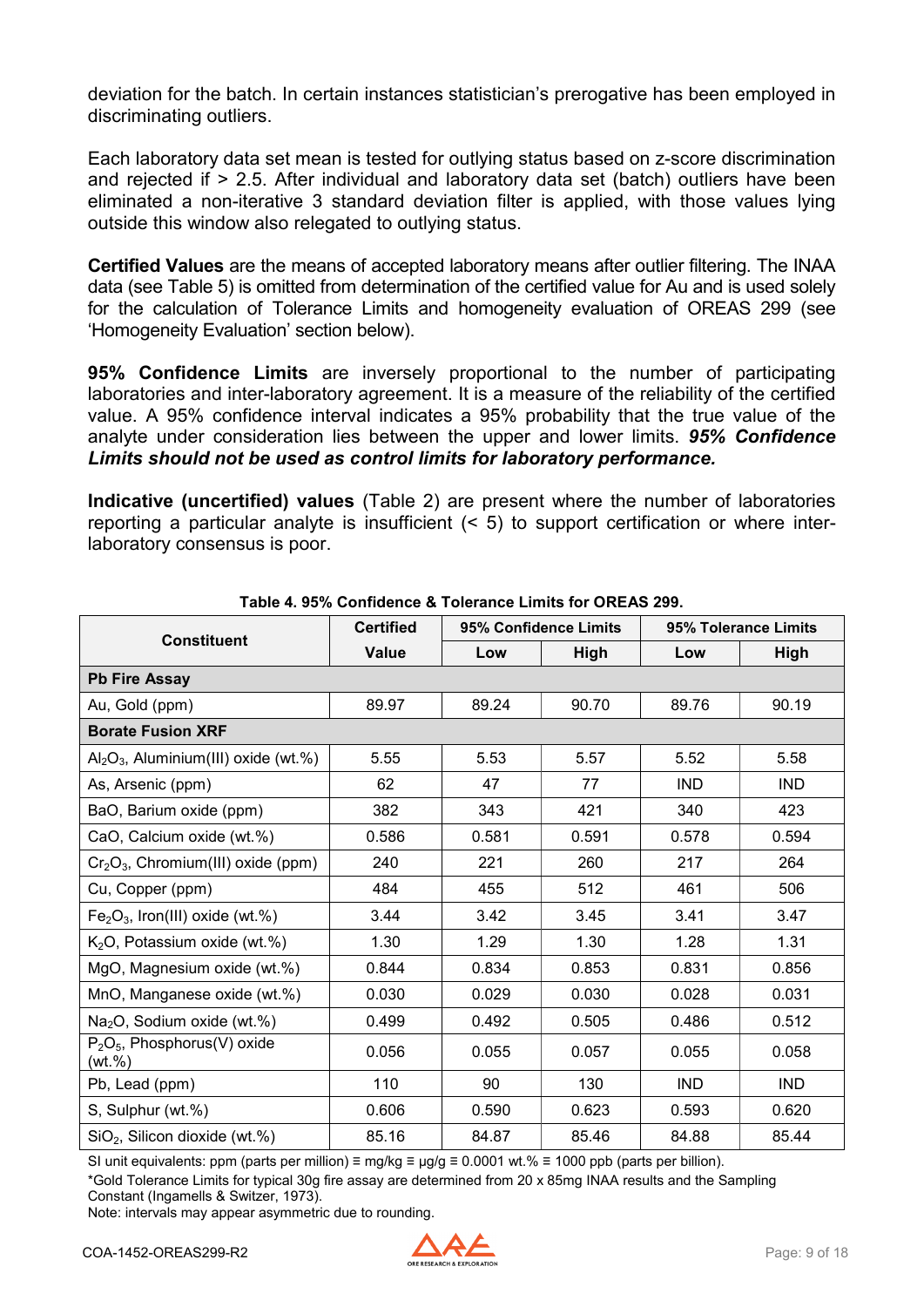deviation for the batch. In certain instances statistician's prerogative has been employed in discriminating outliers.

Each laboratory data set mean is tested for outlying status based on z-score discrimination and rejected if > 2.5. After individual and laboratory data set (batch) outliers have been eliminated a non-iterative 3 standard deviation filter is applied, with those values lying outside this window also relegated to outlying status.

**Certified Values** are the means of accepted laboratory means after outlier filtering. The INAA data (see Table 5) is omitted from determination of the certified value for Au and is used solely for the calculation of Tolerance Limits and homogeneity evaluation of OREAS 299 (see 'Homogeneity Evaluation' section below).

**95% Confidence Limits** are inversely proportional to the number of participating laboratories and inter-laboratory agreement. It is a measure of the reliability of the certified value. A 95% confidence interval indicates a 95% probability that the true value of the analyte under consideration lies between the upper and lower limits. ***95% Confidence Limits should not be used as control limits for laboratory performance.***

**Indicative (uncertified) values** (Table 2) are present where the number of laboratories reporting a particular analyte is insufficient (< 5) to support certification or where inter-laboratory consensus is poor.

**Table 4. 95% Confidence & Tolerance Limits for OREAS 299.**

| Constituent | Certified | 95% Confidence Limits | | 95% Tolerance Limits | |
|---|---|---|---|---|---|
| | Value | Low | High | Low | High |
| **Pb Fire Assay** | | | | | |
| Au, Gold (ppm) | 89.97 | 89.24 | 90.70 | 89.76 | 90.19 |
| **Borate Fusion XRF** | | | | | |
| $Al_2O_3$, Aluminium(III) oxide (wt.%) | 5.55 | 5.53 | 5.57 | 5.52 | 5.58 |
| As, Arsenic (ppm) | 62 | 47 | 77 | IND | IND |
| BaO, Barium oxide (ppm) | 382 | 343 | 421 | 340 | 423 |
| CaO, Calcium oxide (wt.%) | 0.586 | 0.581 | 0.591 | 0.578 | 0.594 |
| $Cr_2O_3$, Chromium(III) oxide (ppm) | 240 | 221 | 260 | 217 | 264 |
| Cu, Copper (ppm) | 484 | 455 | 512 | 461 | 506 |
| $Fe_2O_3$, Iron(III) oxide (wt.%) | 3.44 | 3.42 | 3.45 | 3.41 | 3.47 |
| $K_2O$, Potassium oxide (wt.%) | 1.30 | 1.29 | 1.30 | 1.28 | 1.31 |
| MgO, Magnesium oxide (wt.%) | 0.844 | 0.834 | 0.853 | 0.831 | 0.856 |
| MnO, Manganese oxide (wt.%) | 0.030 | 0.029 | 0.030 | 0.028 | 0.031 |
| $Na_2O$, Sodium oxide (wt.%) | 0.499 | 0.492 | 0.505 | 0.486 | 0.512 |
| $P_2O_5$, Phosphorus(V) oxide (wt.%) | 0.056 | 0.055 | 0.057 | 0.055 | 0.058 |
| Pb, Lead (ppm) | 110 | 90 | 130 | IND | IND |
| S, Sulphur (wt.%) | 0.606 | 0.590 | 0.623 | 0.593 | 0.620 |
| $SiO_2$, Silicon dioxide (wt.%) | 85.16 | 84.87 | 85.46 | 84.88 | 85.44 |

SI unit equivalents: ppm (parts per million) ≡ mg/kg ≡ µg/g ≡ 0.0001 wt.% ≡ 1000 ppb (parts per billion).

*Gold Tolerance Limits for typical 30g fire assay are determined from 20 x 85mg INAA results and the Sampling Constant (Ingamells & Switzer, 1973).

Note: intervals may appear asymmetric due to rounding.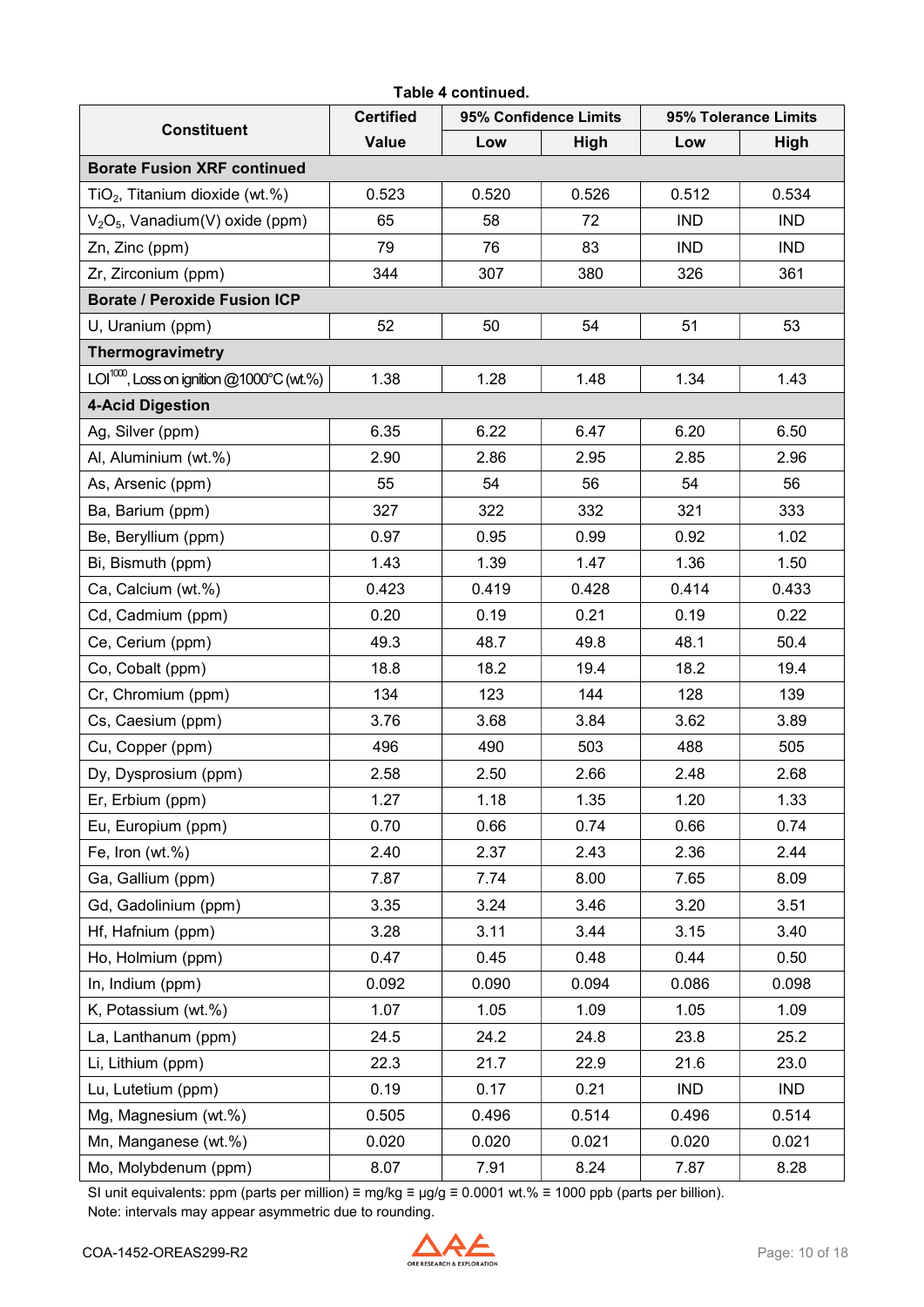**Table 4 continued.**

| Constituent | Certified Value | 95% Confidence Limits | | 95% Tolerance Limits | |
|---|---|---|---|---|---|
| | | Low | High | Low | High |
| **Borate Fusion XRF continued** | | | | | |
| $TiO_2$, Titanium dioxide (wt.%) | 0.523 | 0.520 | 0.526 | 0.512 | 0.534 |
| $V_2O_5$, Vanadium(V) oxide (ppm) | 65 | 58 | 72 | IND | IND |
| Zn, Zinc (ppm) | 79 | 76 | 83 | IND | IND |
| Zr, Zirconium (ppm) | 344 | 307 | 380 | 326 | 361 |
| **Borate / Peroxide Fusion ICP** | | | | | |
| U, Uranium (ppm) | 52 | 50 | 54 | 51 | 53 |
| **Thermogravimetry** | | | | | |
| $LOI^{1000}$, Loss on ignition @1000°C (wt.%) | 1.38 | 1.28 | 1.48 | 1.34 | 1.43 |
| **4-Acid Digestion** | | | | | |
| Ag, Silver (ppm) | 6.35 | 6.22 | 6.47 | 6.20 | 6.50 |
| Al, Aluminium (wt.%) | 2.90 | 2.86 | 2.95 | 2.85 | 2.96 |
| As, Arsenic (ppm) | 55 | 54 | 56 | 54 | 56 |
| Ba, Barium (ppm) | 327 | 322 | 332 | 321 | 333 |
| Be, Beryllium (ppm) | 0.97 | 0.95 | 0.99 | 0.92 | 1.02 |
| Bi, Bismuth (ppm) | 1.43 | 1.39 | 1.47 | 1.36 | 1.50 |
| Ca, Calcium (wt.%) | 0.423 | 0.419 | 0.428 | 0.414 | 0.433 |
| Cd, Cadmium (ppm) | 0.20 | 0.19 | 0.21 | 0.19 | 0.22 |
| Ce, Cerium (ppm) | 49.3 | 48.7 | 49.8 | 48.1 | 50.4 |
| Co, Cobalt (ppm) | 18.8 | 18.2 | 19.4 | 18.2 | 19.4 |
| Cr, Chromium (ppm) | 134 | 123 | 144 | 128 | 139 |
| Cs, Caesium (ppm) | 3.76 | 3.68 | 3.84 | 3.62 | 3.89 |
| Cu, Copper (ppm) | 496 | 490 | 503 | 488 | 505 |
| Dy, Dysprosium (ppm) | 2.58 | 2.50 | 2.66 | 2.48 | 2.68 |
| Er, Erbium (ppm) | 1.27 | 1.18 | 1.35 | 1.20 | 1.33 |
| Eu, Europium (ppm) | 0.70 | 0.66 | 0.74 | 0.66 | 0.74 |
| Fe, Iron (wt.%) | 2.40 | 2.37 | 2.43 | 2.36 | 2.44 |
| Ga, Gallium (ppm) | 7.87 | 7.74 | 8.00 | 7.65 | 8.09 |
| Gd, Gadolinium (ppm) | 3.35 | 3.24 | 3.46 | 3.20 | 3.51 |
| Hf, Hafnium (ppm) | 3.28 | 3.11 | 3.44 | 3.15 | 3.40 |
| Ho, Holmium (ppm) | 0.47 | 0.45 | 0.48 | 0.44 | 0.50 |
| In, Indium (ppm) | 0.092 | 0.090 | 0.094 | 0.086 | 0.098 |
| K, Potassium (wt.%) | 1.07 | 1.05 | 1.09 | 1.05 | 1.09 |
| La, Lanthanum (ppm) | 24.5 | 24.2 | 24.8 | 23.8 | 25.2 |
| Li, Lithium (ppm) | 22.3 | 21.7 | 22.9 | 21.6 | 23.0 |
| Lu, Lutetium (ppm) | 0.19 | 0.17 | 0.21 | IND | IND |
| Mg, Magnesium (wt.%) | 0.505 | 0.496 | 0.514 | 0.496 | 0.514 |
| Mn, Manganese (wt.%) | 0.020 | 0.020 | 0.021 | 0.020 | 0.021 |
| Mo, Molybdenum (ppm) | 8.07 | 7.91 | 8.24 | 7.87 | 8.28 |

SI unit equivalents: ppm (parts per million) ≡ mg/kg ≡ µg/g ≡ 0.0001 wt.% ≡ 1000 ppb (parts per billion).
Note: intervals may appear asymmetric due to rounding.

COA-1452-OREAS299-R2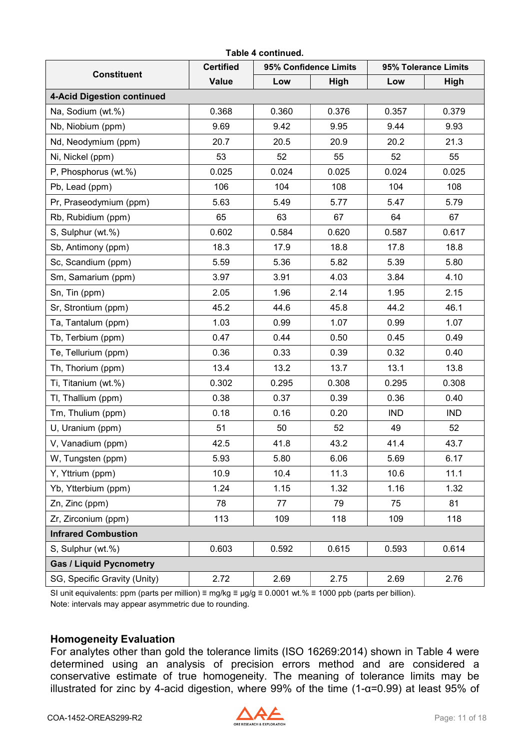**Table 4 continued.**

| Constituent | Certified | 95% Confidence Limits | | 95% Tolerance Limits | |
|---|---|---|---|---|---|
| | Value | Low | High | Low | High |
| **4-Acid Digestion continued** | | | | | |
| Na, Sodium (wt.%) | 0.368 | 0.360 | 0.376 | 0.357 | 0.379 |
| Nb, Niobium (ppm) | 9.69 | 9.42 | 9.95 | 9.44 | 9.93 |
| Nd, Neodymium (ppm) | 20.7 | 20.5 | 20.9 | 20.2 | 21.3 |
| Ni, Nickel (ppm) | 53 | 52 | 55 | 52 | 55 |
| P, Phosphorus (wt.%) | 0.025 | 0.024 | 0.025 | 0.024 | 0.025 |
| Pb, Lead (ppm) | 106 | 104 | 108 | 104 | 108 |
| Pr, Praseodymium (ppm) | 5.63 | 5.49 | 5.77 | 5.47 | 5.79 |
| Rb, Rubidium (ppm) | 65 | 63 | 67 | 64 | 67 |
| S, Sulphur (wt.%) | 0.602 | 0.584 | 0.620 | 0.587 | 0.617 |
| Sb, Antimony (ppm) | 18.3 | 17.9 | 18.8 | 17.8 | 18.8 |
| Sc, Scandium (ppm) | 5.59 | 5.36 | 5.82 | 5.39 | 5.80 |
| Sm, Samarium (ppm) | 3.97 | 3.91 | 4.03 | 3.84 | 4.10 |
| Sn, Tin (ppm) | 2.05 | 1.96 | 2.14 | 1.95 | 2.15 |
| Sr, Strontium (ppm) | 45.2 | 44.6 | 45.8 | 44.2 | 46.1 |
| Ta, Tantalum (ppm) | 1.03 | 0.99 | 1.07 | 0.99 | 1.07 |
| Tb, Terbium (ppm) | 0.47 | 0.44 | 0.50 | 0.45 | 0.49 |
| Te, Tellurium (ppm) | 0.36 | 0.33 | 0.39 | 0.32 | 0.40 |
| Th, Thorium (ppm) | 13.4 | 13.2 | 13.7 | 13.1 | 13.8 |
| Ti, Titanium (wt.%) | 0.302 | 0.295 | 0.308 | 0.295 | 0.308 |
| Tl, Thallium (ppm) | 0.38 | 0.37 | 0.39 | 0.36 | 0.40 |
| Tm, Thulium (ppm) | 0.18 | 0.16 | 0.20 | IND | IND |
| U, Uranium (ppm) | 51 | 50 | 52 | 49 | 52 |
| V, Vanadium (ppm) | 42.5 | 41.8 | 43.2 | 41.4 | 43.7 |
| W, Tungsten (ppm) | 5.93 | 5.80 | 6.06 | 5.69 | 6.17 |
| Y, Yttrium (ppm) | 10.9 | 10.4 | 11.3 | 10.6 | 11.1 |
| Yb, Ytterbium (ppm) | 1.24 | 1.15 | 1.32 | 1.16 | 1.32 |
| Zn, Zinc (ppm) | 78 | 77 | 79 | 75 | 81 |
| Zr, Zirconium (ppm) | 113 | 109 | 118 | 109 | 118 |
| **Infrared Combustion** | | | | | |
| S, Sulphur (wt.%) | 0.603 | 0.592 | 0.615 | 0.593 | 0.614 |
| **Gas / Liquid Pycnometry** | | | | | |
| SG, Specific Gravity (Unity) | 2.72 | 2.69 | 2.75 | 2.69 | 2.76 |

SI unit equivalents: ppm (parts per million) ≡ mg/kg ≡ µg/g ≡ 0.0001 wt.% ≡ 1000 ppb (parts per billion).
Note: intervals may appear asymmetric due to rounding.

## Homogeneity Evaluation

For analytes other than gold the tolerance limits (ISO 16269:2014) shown in Table 4 were determined using an analysis of precision errors method and are considered a conservative estimate of true homogeneity. The meaning of tolerance limits may be illustrated for zinc by 4-acid digestion, where 99% of the time ($1-\alpha=0.99$) at least 95% of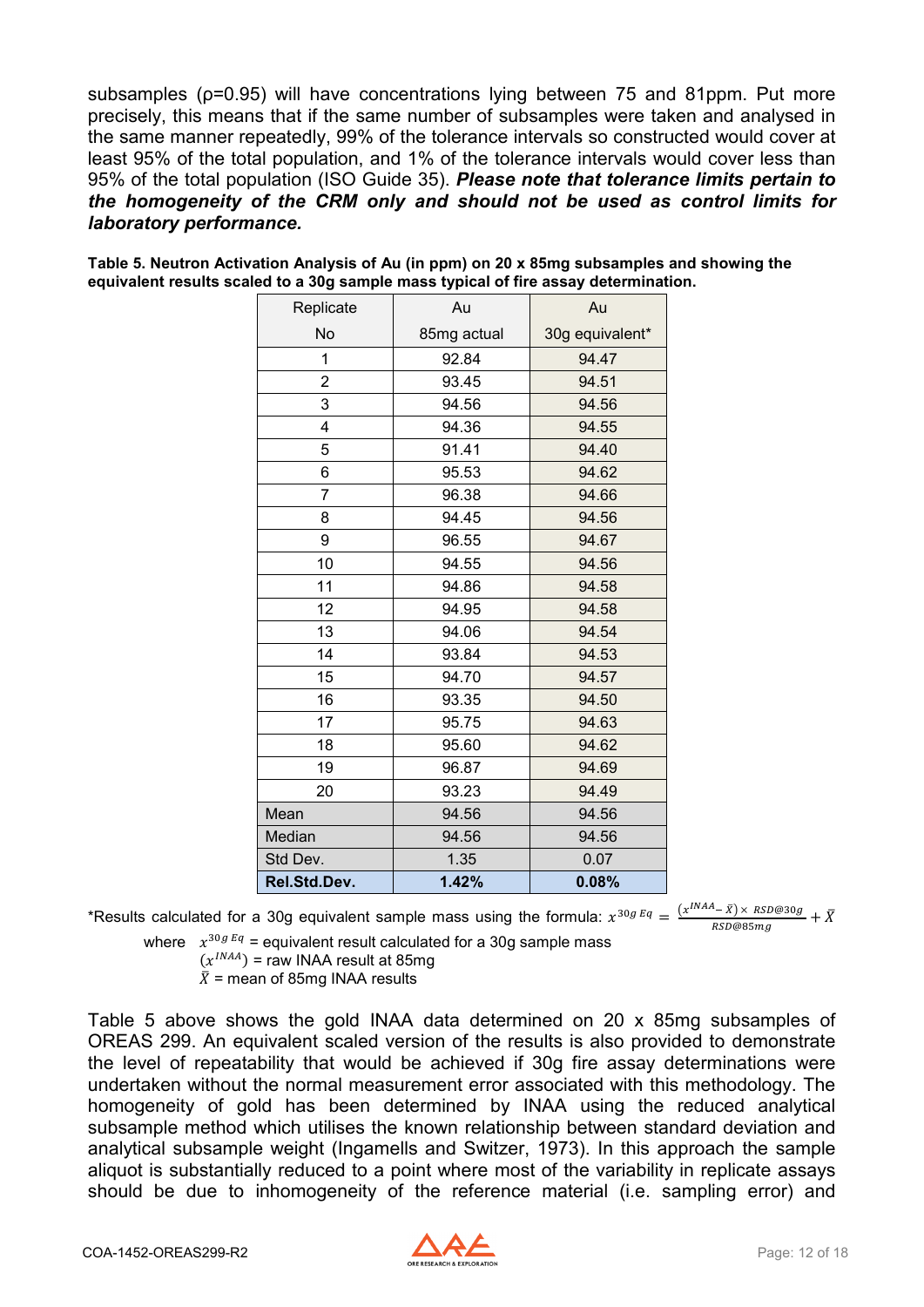subsamples (ρ=0.95) will have concentrations lying between 75 and 81ppm. Put more precisely, this means that if the same number of subsamples were taken and analysed in the same manner repeatedly, 99% of the tolerance intervals so constructed would cover at least 95% of the total population, and 1% of the tolerance intervals would cover less than 95% of the total population (ISO Guide 35). ***Please note that tolerance limits pertain to the homogeneity of the CRM only and should not be used as control limits for laboratory performance.***

**Table 5. Neutron Activation Analysis of Au (in ppm) on 20 x 85mg subsamples and showing the equivalent results scaled to a 30g sample mass typical of fire assay determination.**

| Replicate No | Au 85mg actual | Au 30g equivalent* |
|---|---|---|
| 1 | 92.84 | 94.47 |
| 2 | 93.45 | 94.51 |
| 3 | 94.56 | 94.56 |
| 4 | 94.36 | 94.55 |
| 5 | 91.41 | 94.40 |
| 6 | 95.53 | 94.62 |
| 7 | 96.38 | 94.66 |
| 8 | 94.45 | 94.56 |
| 9 | 96.55 | 94.67 |
| 10 | 94.55 | 94.56 |
| 11 | 94.86 | 94.58 |
| 12 | 94.95 | 94.58 |
| 13 | 94.06 | 94.54 |
| 14 | 93.84 | 94.53 |
| 15 | 94.70 | 94.57 |
| 16 | 93.35 | 94.50 |
| 17 | 95.75 | 94.63 |
| 18 | 95.60 | 94.62 |
| 19 | 96.87 | 94.69 |
| 20 | 93.23 | 94.49 |
| Mean | 94.56 | 94.56 |
| Median | 94.56 | 94.56 |
| Std Dev. | 1.35 | 0.07 |
| **Rel.Std.Dev.** | **1.42%** | **0.08%** |

*Results calculated for a 30g equivalent sample mass using the formula: $x^{30g\,Eq} = \frac{(x^{INAA} - \bar{X}) \times RSD@30g}{RSD@85mg} + \bar{X}$

where $x^{30g\,Eq}$ = equivalent result calculated for a 30g sample mass
$(x^{INAA})$ = raw INAA result at 85mg
$\bar{X}$ = mean of 85mg INAA results

Table 5 above shows the gold INAA data determined on 20 x 85mg subsamples of OREAS 299. An equivalent scaled version of the results is also provided to demonstrate the level of repeatability that would be achieved if 30g fire assay determinations were undertaken without the normal measurement error associated with this methodology. The homogeneity of gold has been determined by INAA using the reduced analytical subsample method which utilises the known relationship between standard deviation and analytical subsample weight (Ingamells and Switzer, 1973). In this approach the sample aliquot is substantially reduced to a point where most of the variability in replicate assays should be due to inhomogeneity of the reference material (i.e. sampling error) and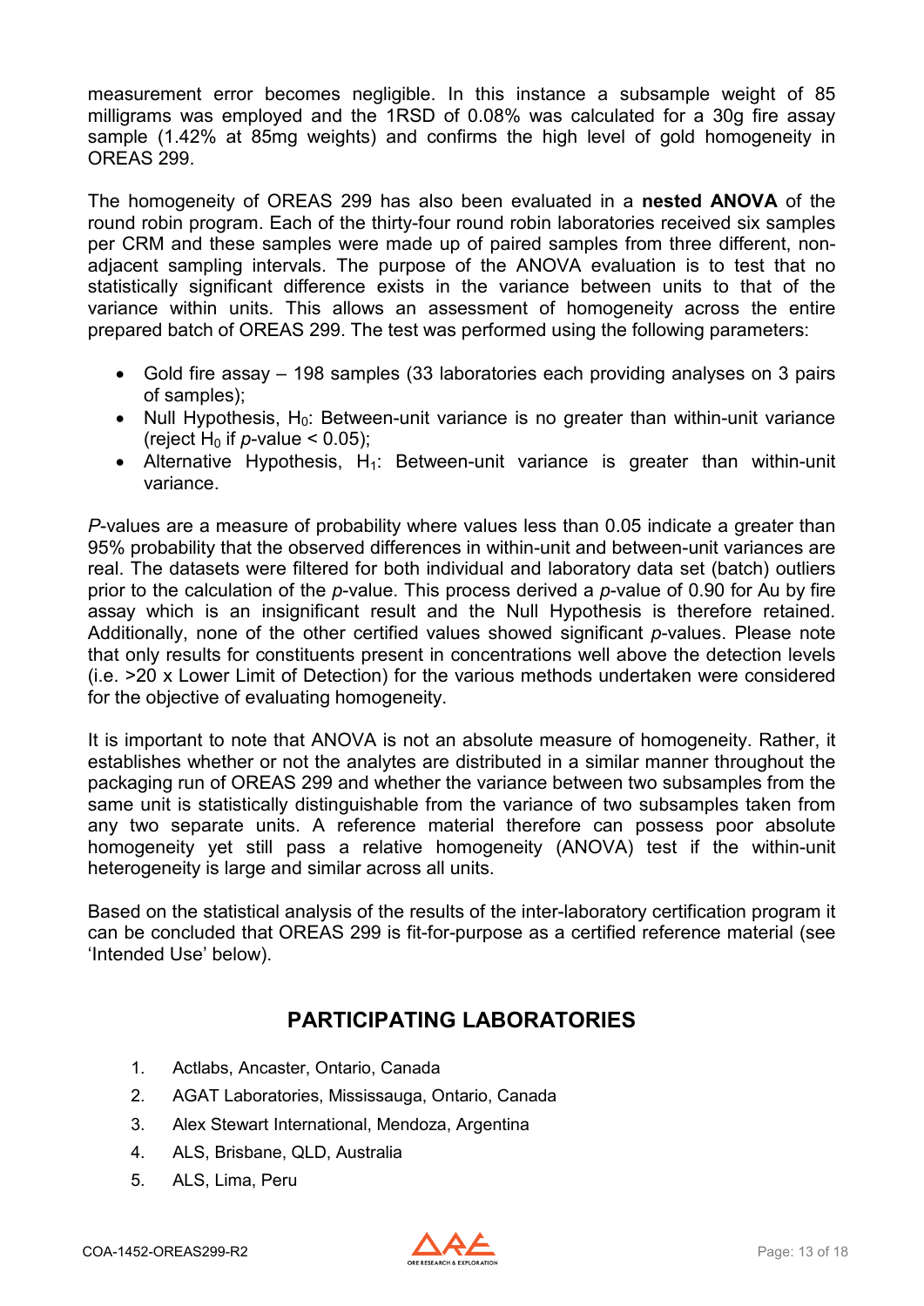measurement error becomes negligible. In this instance a subsample weight of 85 milligrams was employed and the 1RSD of 0.08% was calculated for a 30g fire assay sample (1.42% at 85mg weights) and confirms the high level of gold homogeneity in OREAS 299.

The homogeneity of OREAS 299 has also been evaluated in a **nested ANOVA** of the round robin program. Each of the thirty-four round robin laboratories received six samples per CRM and these samples were made up of paired samples from three different, non-adjacent sampling intervals. The purpose of the ANOVA evaluation is to test that no statistically significant difference exists in the variance between units to that of the variance within units. This allows an assessment of homogeneity across the entire prepared batch of OREAS 299. The test was performed using the following parameters:

- Gold fire assay – 198 samples (33 laboratories each providing analyses on 3 pairs of samples);
- Null Hypothesis, $H_0$: Between-unit variance is no greater than within-unit variance (reject $H_0$ if *p*-value < 0.05);
- Alternative Hypothesis, $H_1$: Between-unit variance is greater than within-unit variance.

*P*-values are a measure of probability where values less than 0.05 indicate a greater than 95% probability that the observed differences in within-unit and between-unit variances are real. The datasets were filtered for both individual and laboratory data set (batch) outliers prior to the calculation of the *p*-value. This process derived a *p*-value of 0.90 for Au by fire assay which is an insignificant result and the Null Hypothesis is therefore retained. Additionally, none of the other certified values showed significant *p*-values. Please note that only results for constituents present in concentrations well above the detection levels (i.e. >20 x Lower Limit of Detection) for the various methods undertaken were considered for the objective of evaluating homogeneity.

It is important to note that ANOVA is not an absolute measure of homogeneity. Rather, it establishes whether or not the analytes are distributed in a similar manner throughout the packaging run of OREAS 299 and whether the variance between two subsamples from the same unit is statistically distinguishable from the variance of two subsamples taken from any two separate units. A reference material therefore can possess poor absolute homogeneity yet still pass a relative homogeneity (ANOVA) test if the within-unit heterogeneity is large and similar across all units.

Based on the statistical analysis of the results of the inter-laboratory certification program it can be concluded that OREAS 299 is fit-for-purpose as a certified reference material (see 'Intended Use' below).

## PARTICIPATING LABORATORIES

1. Actlabs, Ancaster, Ontario, Canada
2. AGAT Laboratories, Mississauga, Ontario, Canada
3. Alex Stewart International, Mendoza, Argentina
4. ALS, Brisbane, QLD, Australia
5. ALS, Lima, Peru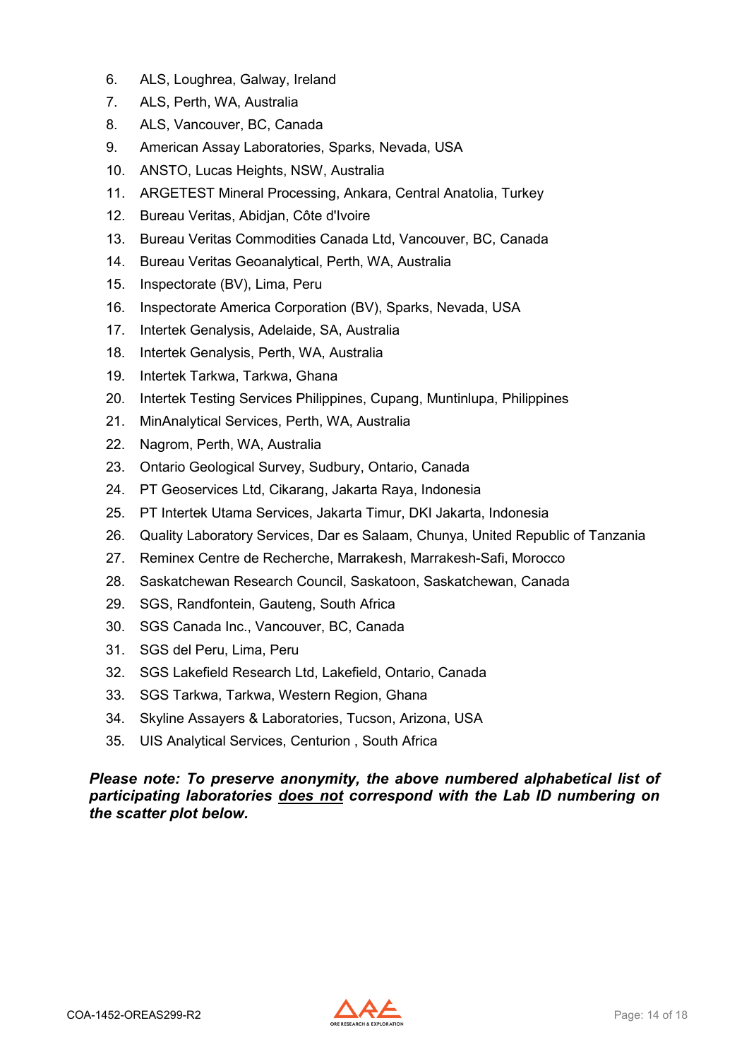6. ALS, Loughrea, Galway, Ireland
7. ALS, Perth, WA, Australia
8. ALS, Vancouver, BC, Canada
9. American Assay Laboratories, Sparks, Nevada, USA
10. ANSTO, Lucas Heights, NSW, Australia
11. ARGETEST Mineral Processing, Ankara, Central Anatolia, Turkey
12. Bureau Veritas, Abidjan, Côte d'Ivoire
13. Bureau Veritas Commodities Canada Ltd, Vancouver, BC, Canada
14. Bureau Veritas Geoanalytical, Perth, WA, Australia
15. Inspectorate (BV), Lima, Peru
16. Inspectorate America Corporation (BV), Sparks, Nevada, USA
17. Intertek Genalysis, Adelaide, SA, Australia
18. Intertek Genalysis, Perth, WA, Australia
19. Intertek Tarkwa, Tarkwa, Ghana
20. Intertek Testing Services Philippines, Cupang, Muntinlupa, Philippines
21. MinAnalytical Services, Perth, WA, Australia
22. Nagrom, Perth, WA, Australia
23. Ontario Geological Survey, Sudbury, Ontario, Canada
24. PT Geoservices Ltd, Cikarang, Jakarta Raya, Indonesia
25. PT Intertek Utama Services, Jakarta Timur, DKI Jakarta, Indonesia
26. Quality Laboratory Services, Dar es Salaam, Chunya, United Republic of Tanzania
27. Reminex Centre de Recherche, Marrakesh, Marrakesh-Safi, Morocco
28. Saskatchewan Research Council, Saskatoon, Saskatchewan, Canada
29. SGS, Randfontein, Gauteng, South Africa
30. SGS Canada Inc., Vancouver, BC, Canada
31. SGS del Peru, Lima, Peru
32. SGS Lakefield Research Ltd, Lakefield, Ontario, Canada
33. SGS Tarkwa, Tarkwa, Western Region, Ghana
34. Skyline Assayers & Laboratories, Tucson, Arizona, USA
35. UIS Analytical Services, Centurion , South Africa

***Please note: To preserve anonymity, the above numbered alphabetical list of participating laboratories <u>does not</u> correspond with the Lab ID numbering on the scatter plot below.***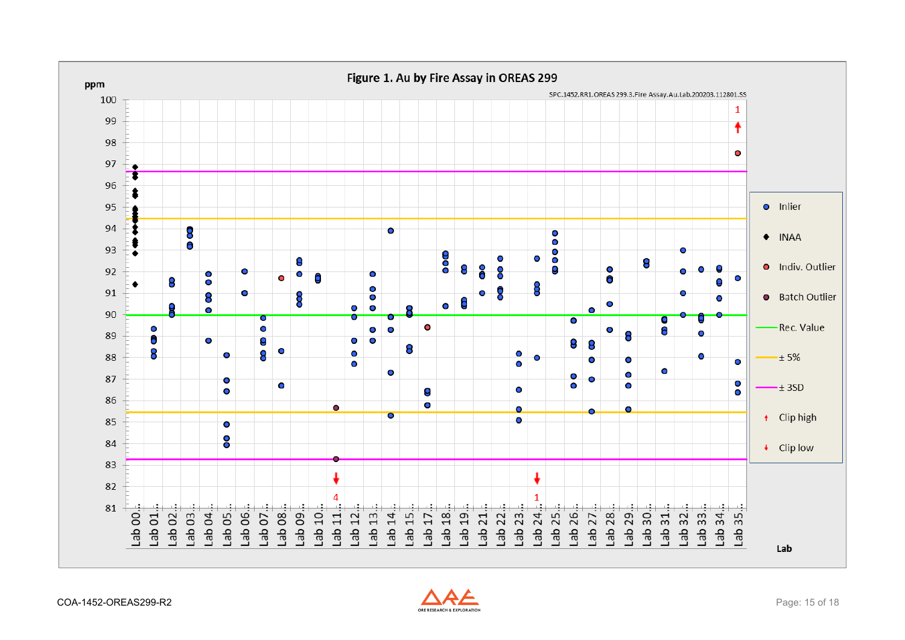**Figure 1. Au by Fire Assay in OREAS 299**

SPC.1452.RR1.OREAS 299.3.Fire Assay.Au.Lab.200203.112801.SS

ppm

Legend: Inlier; INAA; Indiv. Outlier; Batch Outlier; Rec. Value; ± 5%; ± 3SD; Clip high; Clip low

Lab 00… Lab 01… Lab 02… Lab 03… Lab 04… Lab 05… Lab 06… Lab 07… Lab 08… Lab 09… Lab 10… Lab 11… Lab 12… Lab 13… Lab 14… Lab 15… Lab 17… Lab 18… Lab 19… Lab 21… Lab 22… Lab 23… Lab 24… Lab 25… Lab 26… Lab 27… Lab 28… Lab 29… Lab 30… Lab 31… Lab 32… Lab 33… Lab 34… Lab 35…

Lab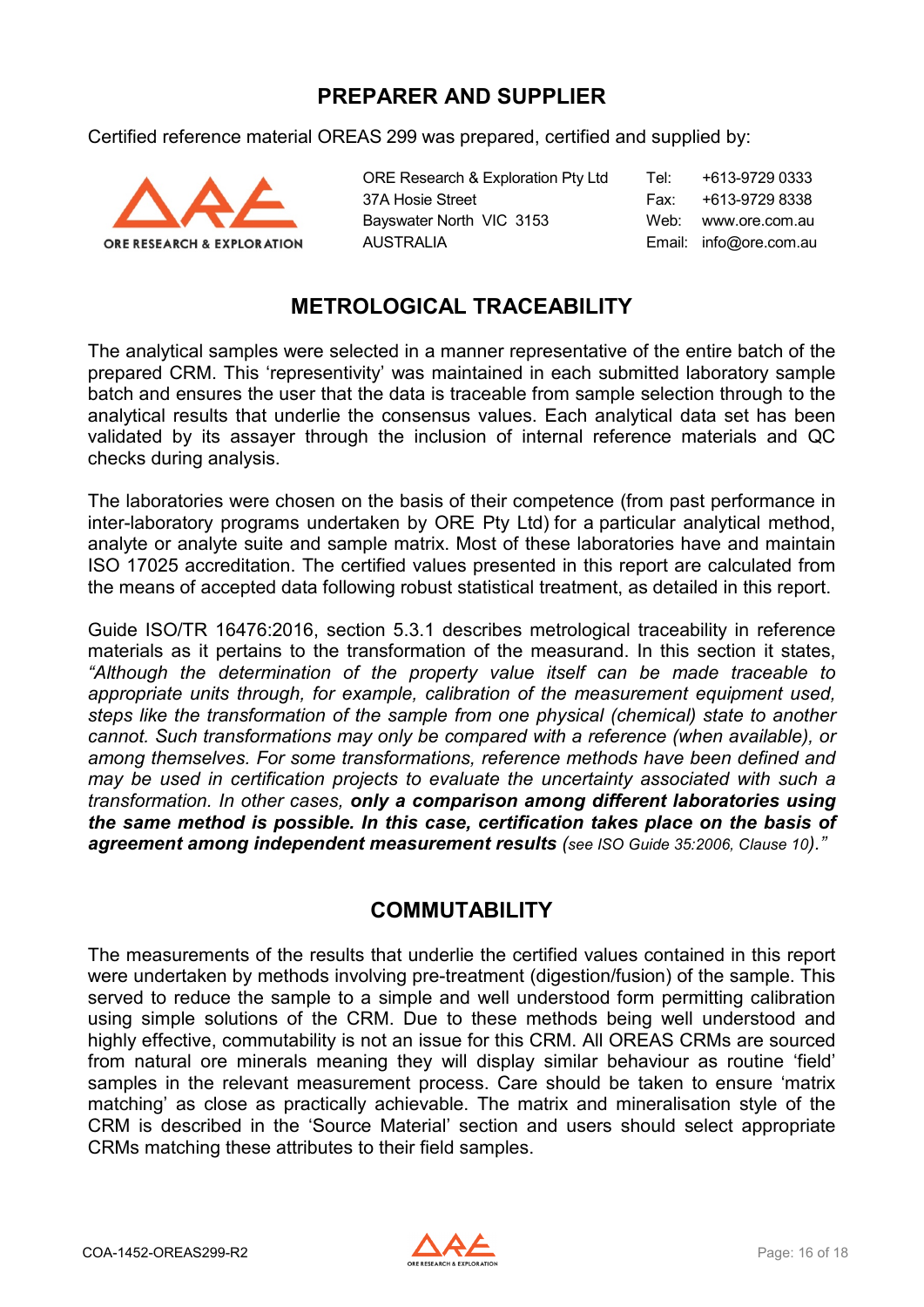## PREPARER AND SUPPLIER

Certified reference material OREAS 299 was prepared, certified and supplied by:

ORE Research & Exploration Pty Ltd
37A Hosie Street
Bayswater North VIC 3153
AUSTRALIA

Tel: +613-9729 0333
Fax: +613-9729 8338
Web: www.ore.com.au
Email: info@ore.com.au

## METROLOGICAL TRACEABILITY

The analytical samples were selected in a manner representative of the entire batch of the prepared CRM. This 'representivity' was maintained in each submitted laboratory sample batch and ensures the user that the data is traceable from sample selection through to the analytical results that underlie the consensus values. Each analytical data set has been validated by its assayer through the inclusion of internal reference materials and QC checks during analysis.

The laboratories were chosen on the basis of their competence (from past performance in inter-laboratory programs undertaken by ORE Pty Ltd) for a particular analytical method, analyte or analyte suite and sample matrix. Most of these laboratories have and maintain ISO 17025 accreditation. The certified values presented in this report are calculated from the means of accepted data following robust statistical treatment, as detailed in this report.

Guide ISO/TR 16476:2016, section 5.3.1 describes metrological traceability in reference materials as it pertains to the transformation of the measurand. In this section it states, *"Although the determination of the property value itself can be made traceable to appropriate units through, for example, calibration of the measurement equipment used, steps like the transformation of the sample from one physical (chemical) state to another cannot. Such transformations may only be compared with a reference (when available), or among themselves. For some transformations, reference methods have been defined and may be used in certification projects to evaluate the uncertainty associated with such a transformation. In other cases,* ***only a comparison among different laboratories using the same method is possible. In this case, certification takes place on the basis of agreement among independent measurement results*** *(see ISO Guide 35:2006, Clause 10)."*

## COMMUTABILITY

The measurements of the results that underlie the certified values contained in this report were undertaken by methods involving pre-treatment (digestion/fusion) of the sample. This served to reduce the sample to a simple and well understood form permitting calibration using simple solutions of the CRM. Due to these methods being well understood and highly effective, commutability is not an issue for this CRM. All OREAS CRMs are sourced from natural ore minerals meaning they will display similar behaviour as routine 'field' samples in the relevant measurement process. Care should be taken to ensure 'matrix matching' as close as practically achievable. The matrix and mineralisation style of the CRM is described in the 'Source Material' section and users should select appropriate CRMs matching these attributes to their field samples.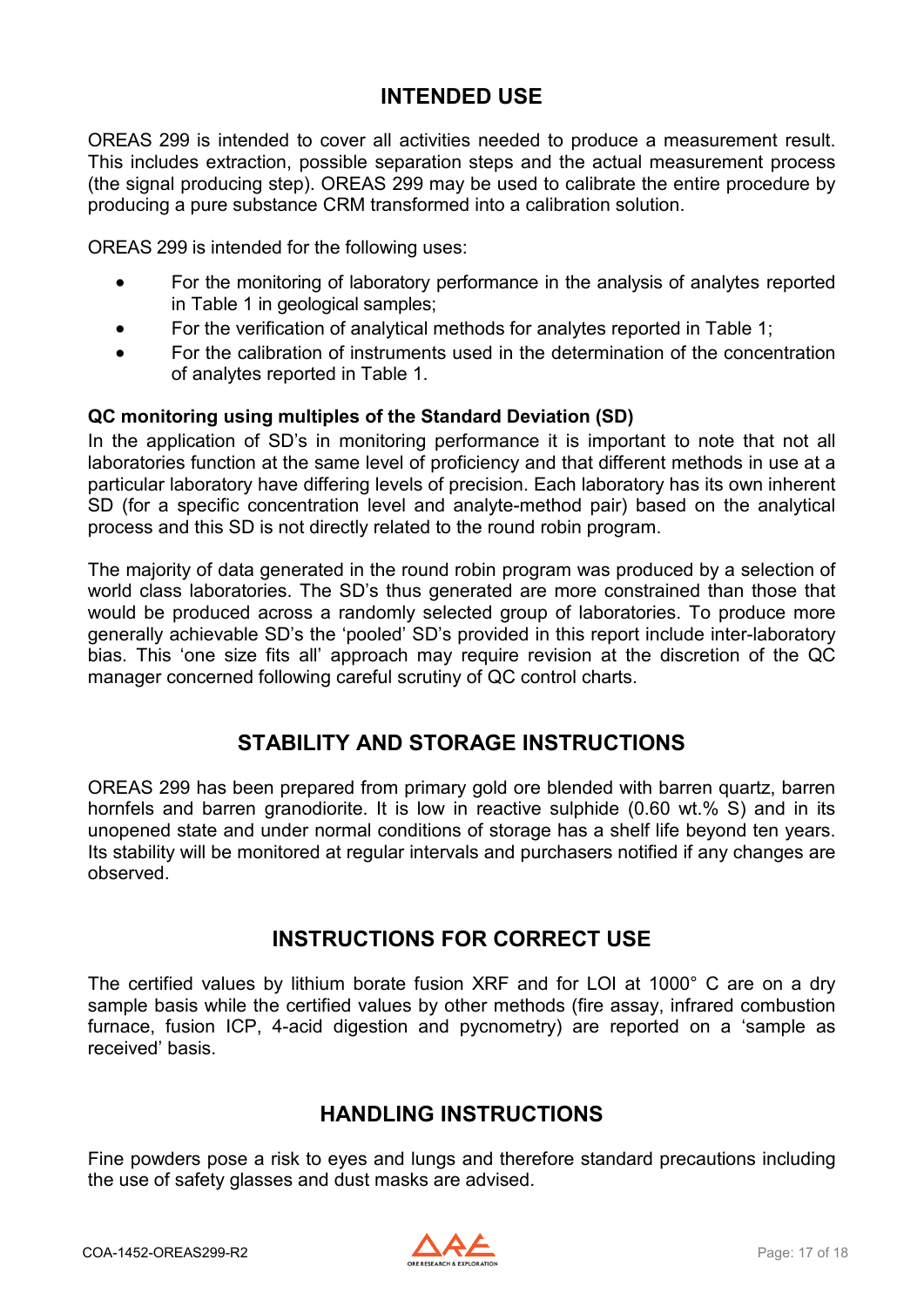## INTENDED USE

OREAS 299 is intended to cover all activities needed to produce a measurement result. This includes extraction, possible separation steps and the actual measurement process (the signal producing step). OREAS 299 may be used to calibrate the entire procedure by producing a pure substance CRM transformed into a calibration solution.

OREAS 299 is intended for the following uses:

- For the monitoring of laboratory performance in the analysis of analytes reported in Table 1 in geological samples;
- For the verification of analytical methods for analytes reported in Table 1;
- For the calibration of instruments used in the determination of the concentration of analytes reported in Table 1.

**QC monitoring using multiples of the Standard Deviation (SD)**

In the application of SD's in monitoring performance it is important to note that not all laboratories function at the same level of proficiency and that different methods in use at a particular laboratory have differing levels of precision. Each laboratory has its own inherent SD (for a specific concentration level and analyte-method pair) based on the analytical process and this SD is not directly related to the round robin program.

The majority of data generated in the round robin program was produced by a selection of world class laboratories. The SD's thus generated are more constrained than those that would be produced across a randomly selected group of laboratories. To produce more generally achievable SD's the 'pooled' SD's provided in this report include inter-laboratory bias. This 'one size fits all' approach may require revision at the discretion of the QC manager concerned following careful scrutiny of QC control charts.

## STABILITY AND STORAGE INSTRUCTIONS

OREAS 299 has been prepared from primary gold ore blended with barren quartz, barren hornfels and barren granodiorite. It is low in reactive sulphide (0.60 wt.% S) and in its unopened state and under normal conditions of storage has a shelf life beyond ten years. Its stability will be monitored at regular intervals and purchasers notified if any changes are observed.

## INSTRUCTIONS FOR CORRECT USE

The certified values by lithium borate fusion XRF and for LOI at 1000° C are on a dry sample basis while the certified values by other methods (fire assay, infrared combustion furnace, fusion ICP, 4-acid digestion and pycnometry) are reported on a 'sample as received' basis.

## HANDLING INSTRUCTIONS

Fine powders pose a risk to eyes and lungs and therefore standard precautions including the use of safety glasses and dust masks are advised.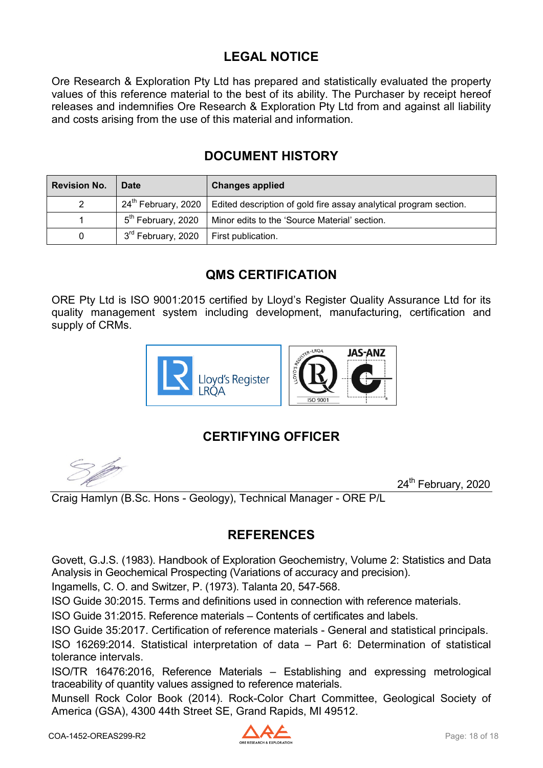## LEGAL NOTICE

Ore Research & Exploration Pty Ltd has prepared and statistically evaluated the property values of this reference material to the best of its ability. The Purchaser by receipt hereof releases and indemnifies Ore Research & Exploration Pty Ltd from and against all liability and costs arising from the use of this material and information.

## DOCUMENT HISTORY

| Revision No. | Date | Changes applied |
|---|---|---|
| 2 | 24th February, 2020 | Edited description of gold fire assay analytical program section. |
| 1 | 5th February, 2020 | Minor edits to the 'Source Material' section. |
| 0 | 3rd February, 2020 | First publication. |

## QMS CERTIFICATION

ORE Pty Ltd is ISO 9001:2015 certified by Lloyd's Register Quality Assurance Ltd for its quality management system including development, manufacturing, certification and supply of CRMs.

## CERTIFYING OFFICER

24th February, 2020

Craig Hamlyn (B.Sc. Hons - Geology), Technical Manager - ORE P/L

## REFERENCES

Govett, G.J.S. (1983). Handbook of Exploration Geochemistry, Volume 2: Statistics and Data Analysis in Geochemical Prospecting (Variations of accuracy and precision).

Ingamells, C. O. and Switzer, P. (1973). Talanta 20, 547-568.

ISO Guide 30:2015. Terms and definitions used in connection with reference materials.

ISO Guide 31:2015. Reference materials – Contents of certificates and labels.

ISO Guide 35:2017. Certification of reference materials - General and statistical principals.

ISO 16269:2014. Statistical interpretation of data – Part 6: Determination of statistical tolerance intervals.

ISO/TR 16476:2016, Reference Materials – Establishing and expressing metrological traceability of quantity values assigned to reference materials.

Munsell Rock Color Book (2014). Rock-Color Chart Committee, Geological Society of America (GSA), 4300 44th Street SE, Grand Rapids, MI 49512.

COA-1452-OREAS299-R2